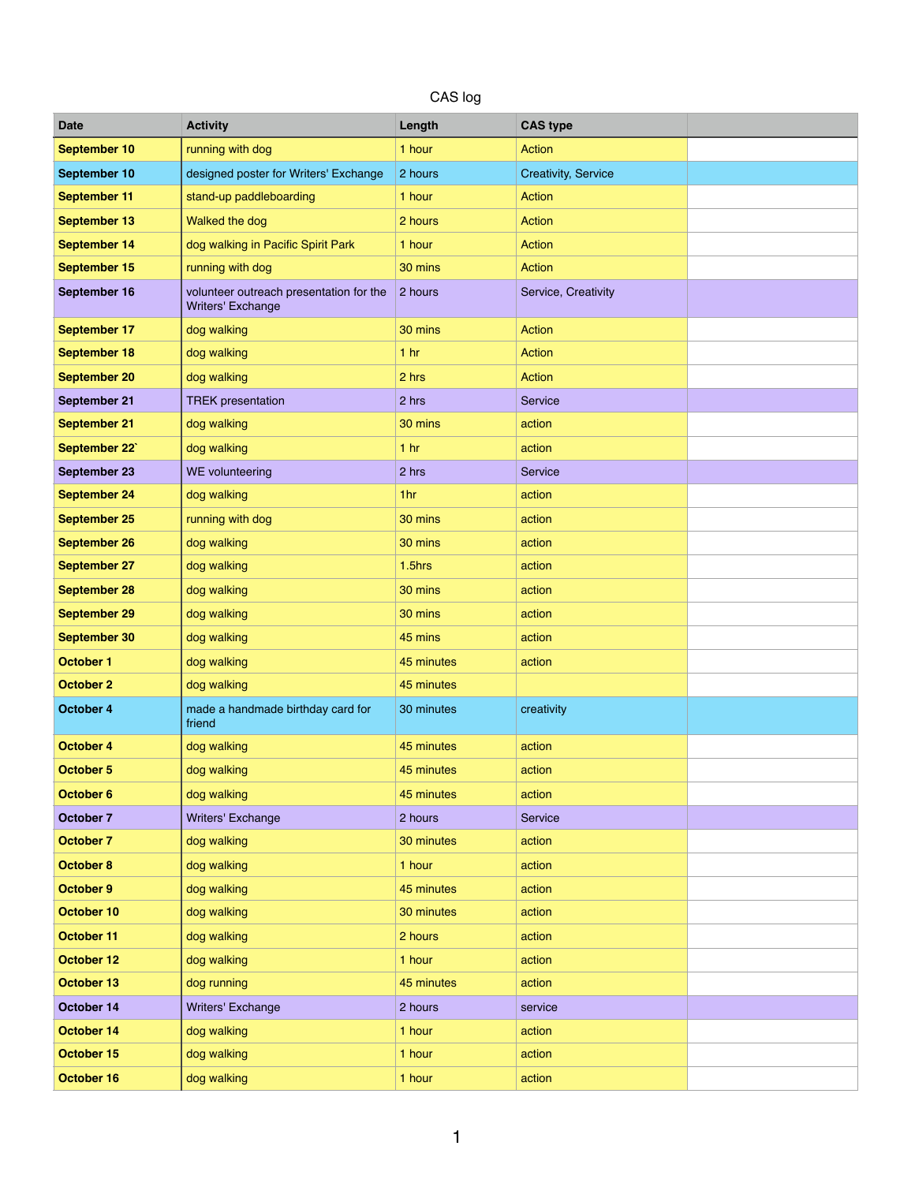CAS log

| Date | Activity | Length | CAS type | |
|---|---|---|---|---|
| September 10 | running with dog | 1 hour | Action | |
| September 10 | designed poster for Writers' Exchange | 2 hours | Creativity, Service | |
| September 11 | stand-up paddleboarding | 1 hour | Action | |
| September 13 | Walked the dog | 2 hours | Action | |
| September 14 | dog walking in Pacific Spirit Park | 1 hour | Action | |
| September 15 | running with dog | 30 mins | Action | |
| September 16 | volunteer outreach presentation for the Writers' Exchange | 2 hours | Service, Creativity | |
| September 17 | dog walking | 30 mins | Action | |
| September 18 | dog walking | 1 hr | Action | |
| September 20 | dog walking | 2 hrs | Action | |
| September 21 | TREK presentation | 2 hrs | Service | |
| September 21 | dog walking | 30 mins | action | |
| September 22` | dog walking | 1 hr | action | |
| September 23 | WE volunteering | 2 hrs | Service | |
| September 24 | dog walking | 1hr | action | |
| September 25 | running with dog | 30 mins | action | |
| September 26 | dog walking | 30 mins | action | |
| September 27 | dog walking | 1.5hrs | action | |
| September 28 | dog walking | 30 mins | action | |
| September 29 | dog walking | 30 mins | action | |
| September 30 | dog walking | 45 mins | action | |
| October 1 | dog walking | 45 minutes | action | |
| October 2 | dog walking | 45 minutes | | |
| October 4 | made a handmade birthday card for friend | 30 minutes | creativity | |
| October 4 | dog walking | 45 minutes | action | |
| October 5 | dog walking | 45 minutes | action | |
| October 6 | dog walking | 45 minutes | action | |
| October 7 | Writers' Exchange | 2 hours | Service | |
| October 7 | dog walking | 30 minutes | action | |
| October 8 | dog walking | 1 hour | action | |
| October 9 | dog walking | 45 minutes | action | |
| October 10 | dog walking | 30 minutes | action | |
| October 11 | dog walking | 2 hours | action | |
| October 12 | dog walking | 1 hour | action | |
| October 13 | dog running | 45 minutes | action | |
| October 14 | Writers' Exchange | 2 hours | service | |
| October 14 | dog walking | 1 hour | action | |
| October 15 | dog walking | 1 hour | action | |
| October 16 | dog walking | 1 hour | action | |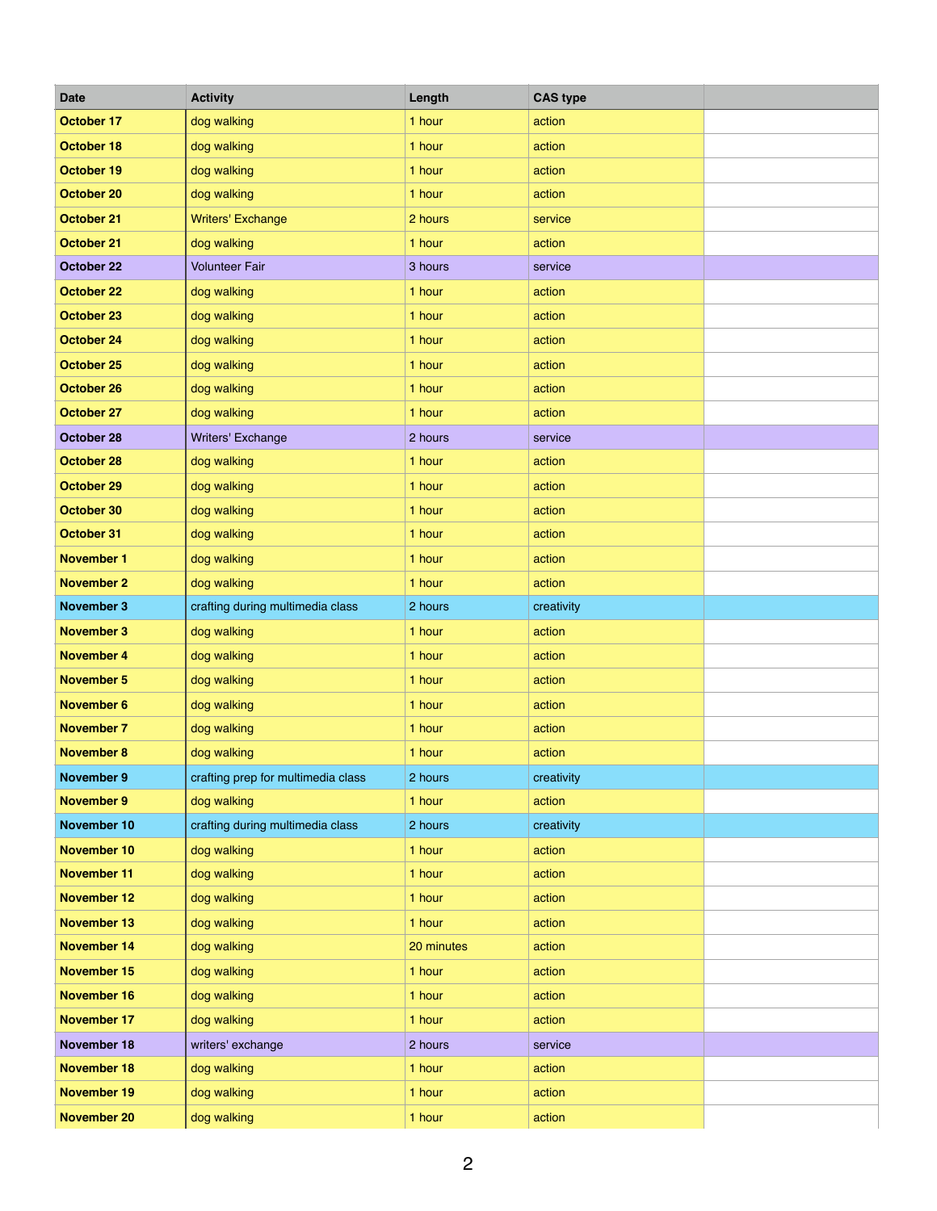| Date | Activity | Length | CAS type | |
|---|---|---|---|---|
| **October 17** | dog walking | 1 hour | action | |
| **October 18** | dog walking | 1 hour | action | |
| **October 19** | dog walking | 1 hour | action | |
| **October 20** | dog walking | 1 hour | action | |
| **October 21** | Writers' Exchange | 2 hours | service | |
| **October 21** | dog walking | 1 hour | action | |
| **October 22** | Volunteer Fair | 3 hours | service | |
| **October 22** | dog walking | 1 hour | action | |
| **October 23** | dog walking | 1 hour | action | |
| **October 24** | dog walking | 1 hour | action | |
| **October 25** | dog walking | 1 hour | action | |
| **October 26** | dog walking | 1 hour | action | |
| **October 27** | dog walking | 1 hour | action | |
| **October 28** | Writers' Exchange | 2 hours | service | |
| **October 28** | dog walking | 1 hour | action | |
| **October 29** | dog walking | 1 hour | action | |
| **October 30** | dog walking | 1 hour | action | |
| **October 31** | dog walking | 1 hour | action | |
| **November 1** | dog walking | 1 hour | action | |
| **November 2** | dog walking | 1 hour | action | |
| **November 3** | crafting during multimedia class | 2 hours | creativity | |
| **November 3** | dog walking | 1 hour | action | |
| **November 4** | dog walking | 1 hour | action | |
| **November 5** | dog walking | 1 hour | action | |
| **November 6** | dog walking | 1 hour | action | |
| **November 7** | dog walking | 1 hour | action | |
| **November 8** | dog walking | 1 hour | action | |
| **November 9** | crafting prep for multimedia class | 2 hours | creativity | |
| **November 9** | dog walking | 1 hour | action | |
| **November 10** | crafting during multimedia class | 2 hours | creativity | |
| **November 10** | dog walking | 1 hour | action | |
| **November 11** | dog walking | 1 hour | action | |
| **November 12** | dog walking | 1 hour | action | |
| **November 13** | dog walking | 1 hour | action | |
| **November 14** | dog walking | 20 minutes | action | |
| **November 15** | dog walking | 1 hour | action | |
| **November 16** | dog walking | 1 hour | action | |
| **November 17** | dog walking | 1 hour | action | |
| **November 18** | writers' exchange | 2 hours | service | |
| **November 18** | dog walking | 1 hour | action | |
| **November 19** | dog walking | 1 hour | action | |
| **November 20** | dog walking | 1 hour | action | |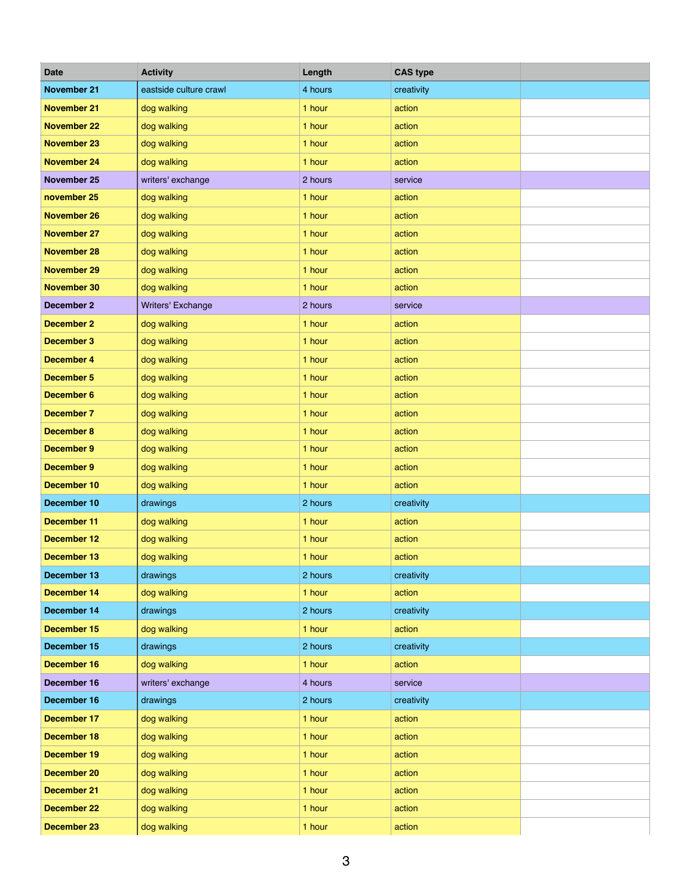| Date | Activity | Length | CAS type | |
|---|---|---|---|---|
| **November 21** | eastside culture crawl | 4 hours | creativity | |
| **November 21** | dog walking | 1 hour | action | |
| **November 22** | dog walking | 1 hour | action | |
| **November 23** | dog walking | 1 hour | action | |
| **November 24** | dog walking | 1 hour | action | |
| **November 25** | writers' exchange | 2 hours | service | |
| **november 25** | dog walking | 1 hour | action | |
| **November 26** | dog walking | 1 hour | action | |
| **November 27** | dog walking | 1 hour | action | |
| **November 28** | dog walking | 1 hour | action | |
| **November 29** | dog walking | 1 hour | action | |
| **November 30** | dog walking | 1 hour | action | |
| **December 2** | Writers' Exchange | 2 hours | service | |
| **December 2** | dog walking | 1 hour | action | |
| **December 3** | dog walking | 1 hour | action | |
| **December 4** | dog walking | 1 hour | action | |
| **December 5** | dog walking | 1 hour | action | |
| **December 6** | dog walking | 1 hour | action | |
| **December 7** | dog walking | 1 hour | action | |
| **December 8** | dog walking | 1 hour | action | |
| **December 9** | dog walking | 1 hour | action | |
| **December 9** | dog walking | 1 hour | action | |
| **December 10** | dog walking | 1 hour | action | |
| **December 10** | drawings | 2 hours | creativity | |
| **December 11** | dog walking | 1 hour | action | |
| **December 12** | dog walking | 1 hour | action | |
| **December 13** | dog walking | 1 hour | action | |
| **December 13** | drawings | 2 hours | creativity | |
| **December 14** | dog walking | 1 hour | action | |
| **December 14** | drawings | 2 hours | creativity | |
| **December 15** | dog walking | 1 hour | action | |
| **December 15** | drawings | 2 hours | creativity | |
| **December 16** | dog walking | 1 hour | action | |
| **December 16** | writers' exchange | 4 hours | service | |
| **December 16** | drawings | 2 hours | creativity | |
| **December 17** | dog walking | 1 hour | action | |
| **December 18** | dog walking | 1 hour | action | |
| **December 19** | dog walking | 1 hour | action | |
| **December 20** | dog walking | 1 hour | action | |
| **December 21** | dog walking | 1 hour | action | |
| **December 22** | dog walking | 1 hour | action | |
| **December 23** | dog walking | 1 hour | action | |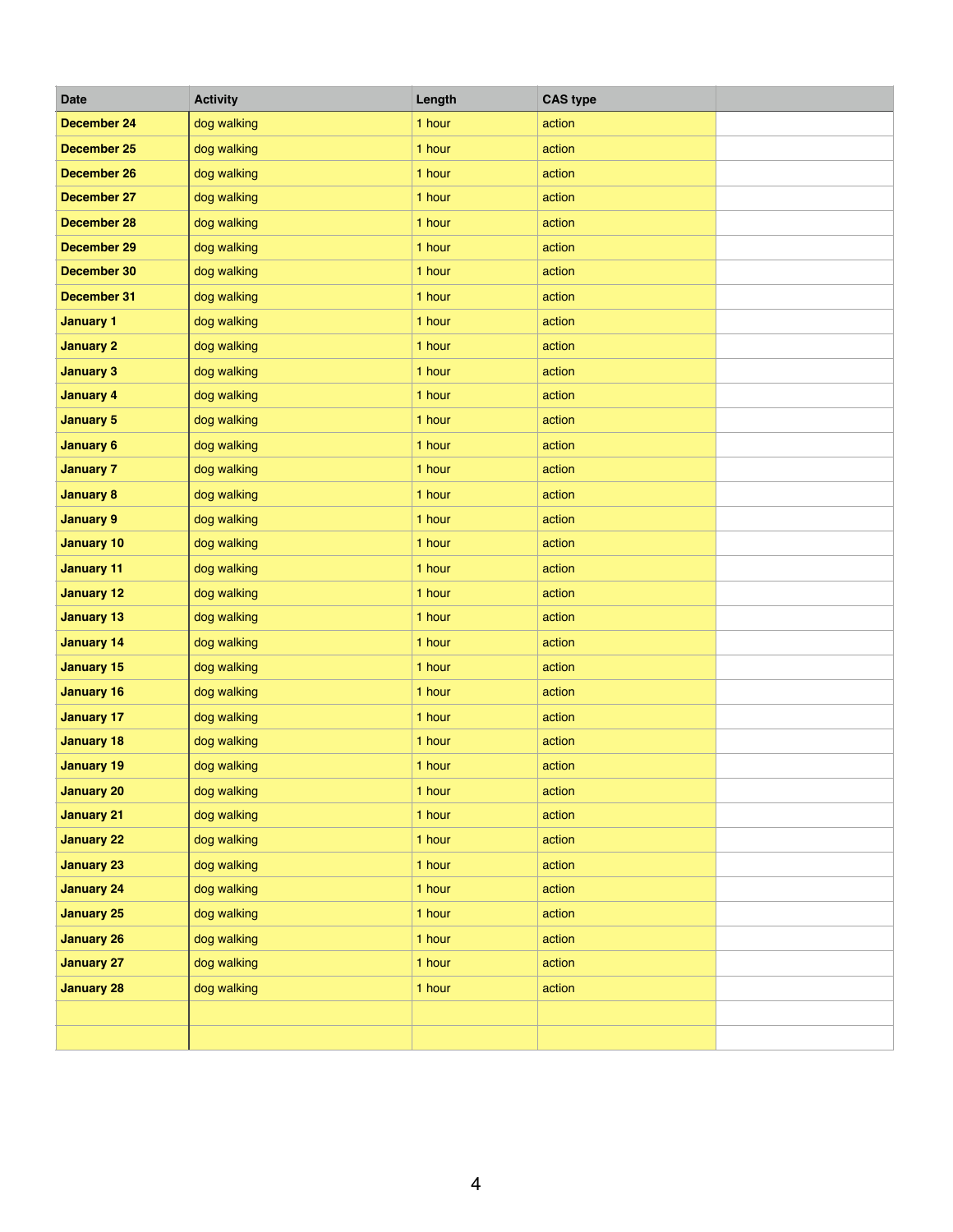| Date | Activity | Length | CAS type | |
|---|---|---|---|---|
| **December 24** | dog walking | 1 hour | action | |
| **December 25** | dog walking | 1 hour | action | |
| **December 26** | dog walking | 1 hour | action | |
| **December 27** | dog walking | 1 hour | action | |
| **December 28** | dog walking | 1 hour | action | |
| **December 29** | dog walking | 1 hour | action | |
| **December 30** | dog walking | 1 hour | action | |
| **December 31** | dog walking | 1 hour | action | |
| **January 1** | dog walking | 1 hour | action | |
| **January 2** | dog walking | 1 hour | action | |
| **January 3** | dog walking | 1 hour | action | |
| **January 4** | dog walking | 1 hour | action | |
| **January 5** | dog walking | 1 hour | action | |
| **January 6** | dog walking | 1 hour | action | |
| **January 7** | dog walking | 1 hour | action | |
| **January 8** | dog walking | 1 hour | action | |
| **January 9** | dog walking | 1 hour | action | |
| **January 10** | dog walking | 1 hour | action | |
| **January 11** | dog walking | 1 hour | action | |
| **January 12** | dog walking | 1 hour | action | |
| **January 13** | dog walking | 1 hour | action | |
| **January 14** | dog walking | 1 hour | action | |
| **January 15** | dog walking | 1 hour | action | |
| **January 16** | dog walking | 1 hour | action | |
| **January 17** | dog walking | 1 hour | action | |
| **January 18** | dog walking | 1 hour | action | |
| **January 19** | dog walking | 1 hour | action | |
| **January 20** | dog walking | 1 hour | action | |
| **January 21** | dog walking | 1 hour | action | |
| **January 22** | dog walking | 1 hour | action | |
| **January 23** | dog walking | 1 hour | action | |
| **January 24** | dog walking | 1 hour | action | |
| **January 25** | dog walking | 1 hour | action | |
| **January 26** | dog walking | 1 hour | action | |
| **January 27** | dog walking | 1 hour | action | |
| **January 28** | dog walking | 1 hour | action | |
| | | | | |
| | | | | |